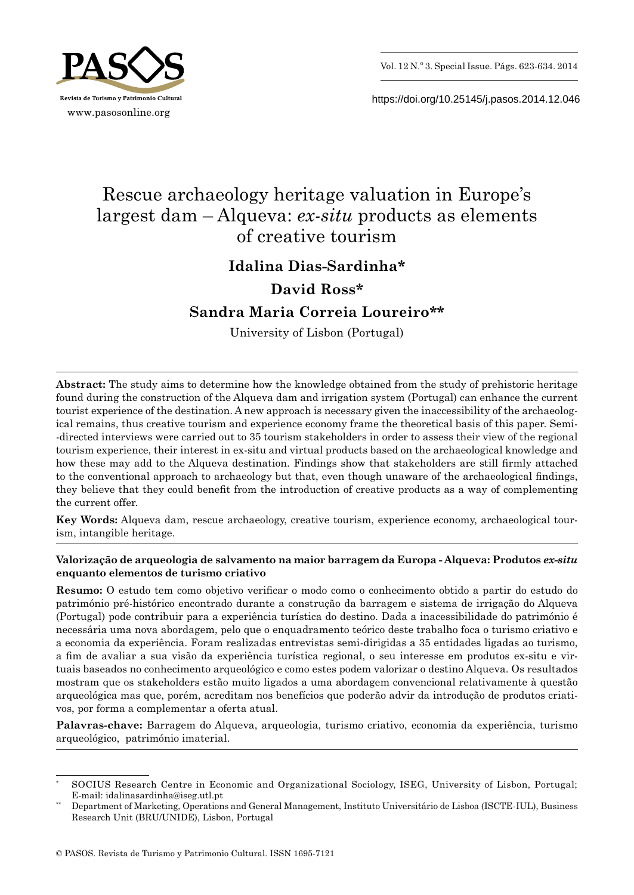# Rescue archaeology heritage valuation in Europe's largest dam – Alqueva: *ex-situ* products as elements of creative tourism

**Idalina Dias-Sardinha***

**David Ross***

**Sandra Maria Correia Loureiro****

University of Lisbon (Portugal)

**Abstract:** The study aims to determine how the knowledge obtained from the study of prehistoric heritage found during the construction of the Alqueva dam and irrigation system (Portugal) can enhance the current tourist experience of the destination. A new approach is necessary given the inaccessibility of the archaeological remains, thus creative tourism and experience economy frame the theoretical basis of this paper. Semi-directed interviews were carried out to 35 tourism stakeholders in order to assess their view of the regional tourism experience, their interest in ex-situ and virtual products based on the archaeological knowledge and how these may add to the Alqueva destination. Findings show that stakeholders are still firmly attached to the conventional approach to archaeology but that, even though unaware of the archaeological findings, they believe that they could benefit from the introduction of creative products as a way of complementing the current offer.

**Key Words:** Alqueva dam, rescue archaeology, creative tourism, experience economy, archaeological tourism, intangible heritage.

**Valorização de arqueologia de salvamento na maior barragem da Europa - Alqueva: Produtos *ex-situ* enquanto elementos de turismo criativo**

**Resumo:** O estudo tem como objetivo verificar o modo como o conhecimento obtido a partir do estudo do património pré-histórico encontrado durante a construção da barragem e sistema de irrigação do Alqueva (Portugal) pode contribuir para a experiência turística do destino. Dada a inacessibilidade do património é necessária uma nova abordagem, pelo que o enquadramento teórico deste trabalho foca o turismo criativo e a economia da experiência. Foram realizadas entrevistas semi-dirigidas a 35 entidades ligadas ao turismo, a fim de avaliar a sua visão da experiência turística regional, o seu interesse em produtos ex-situ e virtuais baseados no conhecimento arqueológico e como estes podem valorizar o destino Alqueva. Os resultados mostram que os stakeholders estão muito ligados a uma abordagem convencional relativamente à questão arqueológica mas que, porém, acreditam nos benefícios que poderão advir da introdução de produtos criativos, por forma a complementar a oferta atual.

**Palavras-chave:** Barragem do Alqueva, arqueologia, turismo criativo, economia da experiência, turismo arqueológico, património imaterial.

---

\* SOCIUS Research Centre in Economic and Organizational Sociology, ISEG, University of Lisbon, Portugal; E-mail: idalinasardinha@iseg.utl.pt

\*\* Department of Marketing, Operations and General Management, Instituto Universitário de Lisboa (ISCTE-IUL), Business Research Unit (BRU/UNIDE), Lisbon, Portugal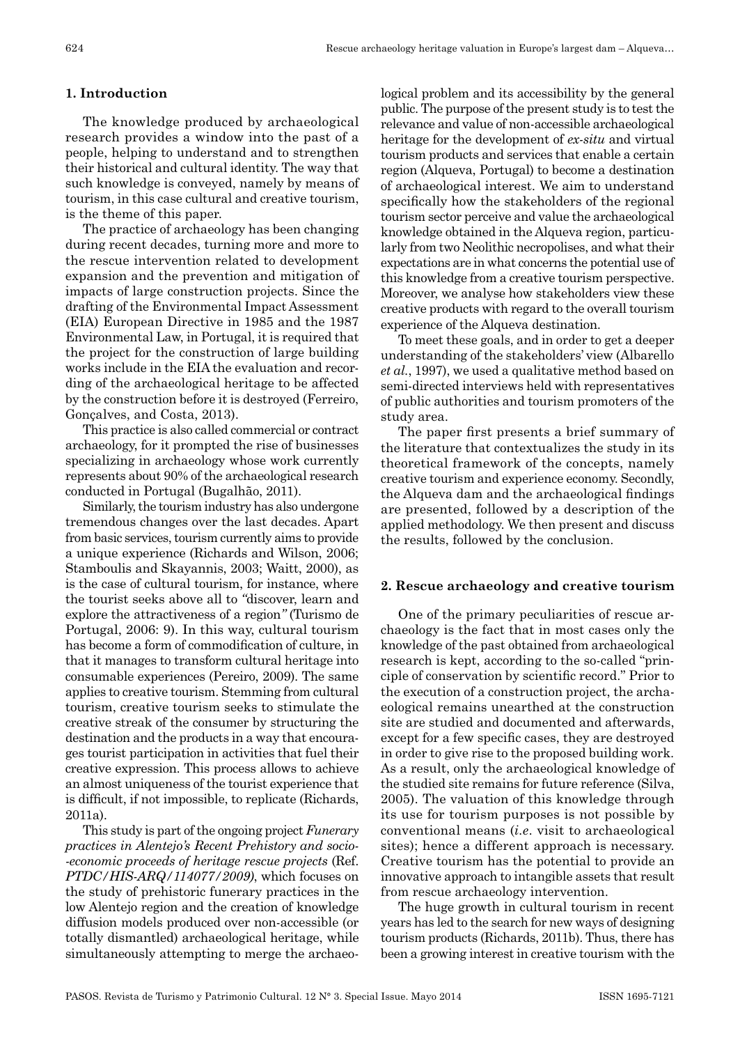## 1. Introduction

The knowledge produced by archaeological research provides a window into the past of a people, helping to understand and to strengthen their historical and cultural identity. The way that such knowledge is conveyed, namely by means of tourism, in this case cultural and creative tourism, is the theme of this paper.

The practice of archaeology has been changing during recent decades, turning more and more to the rescue intervention related to development expansion and the prevention and mitigation of impacts of large construction projects. Since the drafting of the Environmental Impact Assessment (EIA) European Directive in 1985 and the 1987 Environmental Law, in Portugal, it is required that the project for the construction of large building works include in the EIA the evaluation and recording of the archaeological heritage to be affected by the construction before it is destroyed (Ferreiro, Gonçalves, and Costa, 2013).

This practice is also called commercial or contract archaeology, for it prompted the rise of businesses specializing in archaeology whose work currently represents about 90% of the archaeological research conducted in Portugal (Bugalhão, 2011).

Similarly, the tourism industry has also undergone tremendous changes over the last decades. Apart from basic services, tourism currently aims to provide a unique experience (Richards and Wilson, 2006; Stamboulis and Skayannis, 2003; Waitt, 2000), as is the case of cultural tourism, for instance, where the tourist seeks above all to *"*discover, learn and explore the attractiveness of a region*"* (Turismo de Portugal, 2006: 9). In this way, cultural tourism has become a form of commodification of culture, in that it manages to transform cultural heritage into consumable experiences (Pereiro, 2009). The same applies to creative tourism. Stemming from cultural tourism, creative tourism seeks to stimulate the creative streak of the consumer by structuring the destination and the products in a way that encourages tourist participation in activities that fuel their creative expression. This process allows to achieve an almost uniqueness of the tourist experience that is difficult, if not impossible, to replicate (Richards, 2011a).

This study is part of the ongoing project *Funerary practices in Alentejo's Recent Prehistory and socio-economic proceeds of heritage rescue projects* (Ref. *PTDC/HIS-ARQ/114077/2009)*, which focuses on the study of prehistoric funerary practices in the low Alentejo region and the creation of knowledge diffusion models produced over non-accessible (or totally dismantled) archaeological heritage, while simultaneously attempting to merge the archaeological problem and its accessibility by the general public. The purpose of the present study is to test the relevance and value of non-accessible archaeological heritage for the development of *ex-situ* and virtual tourism products and services that enable a certain region (Alqueva, Portugal) to become a destination of archaeological interest. We aim to understand specifically how the stakeholders of the regional tourism sector perceive and value the archaeological knowledge obtained in the Alqueva region, particularly from two Neolithic necropolises, and what their expectations are in what concerns the potential use of this knowledge from a creative tourism perspective. Moreover, we analyse how stakeholders view these creative products with regard to the overall tourism experience of the Alqueva destination.

To meet these goals, and in order to get a deeper understanding of the stakeholders' view (Albarello *et al.*, 1997), we used a qualitative method based on semi-directed interviews held with representatives of public authorities and tourism promoters of the study area.

The paper first presents a brief summary of the literature that contextualizes the study in its theoretical framework of the concepts, namely creative tourism and experience economy. Secondly, the Alqueva dam and the archaeological findings are presented, followed by a description of the applied methodology. We then present and discuss the results, followed by the conclusion.

## 2. Rescue archaeology and creative tourism

One of the primary peculiarities of rescue archaeology is the fact that in most cases only the knowledge of the past obtained from archaeological research is kept, according to the so-called "principle of conservation by scientific record." Prior to the execution of a construction project, the archaeological remains unearthed at the construction site are studied and documented and afterwards, except for a few specific cases, they are destroyed in order to give rise to the proposed building work. As a result, only the archaeological knowledge of the studied site remains for future reference (Silva, 2005). The valuation of this knowledge through its use for tourism purposes is not possible by conventional means (*i.e*. visit to archaeological sites); hence a different approach is necessary. Creative tourism has the potential to provide an innovative approach to intangible assets that result from rescue archaeology intervention.

The huge growth in cultural tourism in recent years has led to the search for new ways of designing tourism products (Richards, 2011b). Thus, there has been a growing interest in creative tourism with the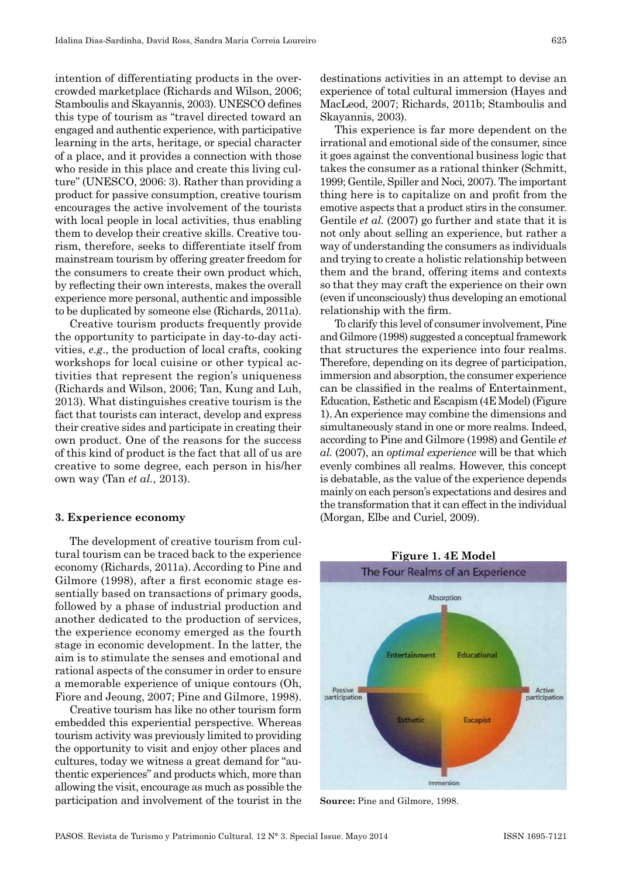intention of differentiating products in the overcrowded marketplace (Richards and Wilson, 2006; Stamboulis and Skayannis, 2003). UNESCO defines this type of tourism as "travel directed toward an engaged and authentic experience, with participative learning in the arts, heritage, or special character of a place, and it provides a connection with those who reside in this place and create this living culture" (UNESCO, 2006: 3). Rather than providing a product for passive consumption, creative tourism encourages the active involvement of the tourists with local people in local activities, thus enabling them to develop their creative skills. Creative tourism, therefore, seeks to differentiate itself from mainstream tourism by offering greater freedom for the consumers to create their own product which, by reflecting their own interests, makes the overall experience more personal, authentic and impossible to be duplicated by someone else (Richards, 2011a).

Creative tourism products frequently provide the opportunity to participate in day-to-day activities, *e.g*., the production of local crafts, cooking workshops for local cuisine or other typical activities that represent the region's uniqueness (Richards and Wilson, 2006; Tan, Kung and Luh, 2013). What distinguishes creative tourism is the fact that tourists can interact, develop and express their creative sides and participate in creating their own product. One of the reasons for the success of this kind of product is the fact that all of us are creative to some degree, each person in his/her own way (Tan *et al.*, 2013).

## 3. Experience economy

The development of creative tourism from cultural tourism can be traced back to the experience economy (Richards, 2011a). According to Pine and Gilmore (1998), after a first economic stage essentially based on transactions of primary goods, followed by a phase of industrial production and another dedicated to the production of services, the experience economy emerged as the fourth stage in economic development. In the latter, the aim is to stimulate the senses and emotional and rational aspects of the consumer in order to ensure a memorable experience of unique contours (Oh, Fiore and Jeoung, 2007; Pine and Gilmore, 1998).

Creative tourism has like no other tourism form embedded this experiential perspective. Whereas tourism activity was previously limited to providing the opportunity to visit and enjoy other places and cultures, today we witness a great demand for "authentic experiences" and products which, more than allowing the visit, encourage as much as possible the participation and involvement of the tourist in the destinations activities in an attempt to devise an experience of total cultural immersion (Hayes and MacLeod, 2007; Richards, 2011b; Stamboulis and Skayannis, 2003).

This experience is far more dependent on the irrational and emotional side of the consumer, since it goes against the conventional business logic that takes the consumer as a rational thinker (Schmitt, 1999; Gentile, Spiller and Noci, 2007). The important thing here is to capitalize on and profit from the emotive aspects that a product stirs in the consumer. Gentile *et al.* (2007) go further and state that it is not only about selling an experience, but rather a way of understanding the consumers as individuals and trying to create a holistic relationship between them and the brand, offering items and contexts so that they may craft the experience on their own (even if unconsciously) thus developing an emotional relationship with the firm.

To clarify this level of consumer involvement, Pine and Gilmore (1998) suggested a conceptual framework that structures the experience into four realms. Therefore, depending on its degree of participation, immersion and absorption, the consumer experience can be classified in the realms of Entertainment, Education, Esthetic and Escapism (4E Model) (Figure 1). An experience may combine the dimensions and simultaneously stand in one or more realms. Indeed, according to Pine and Gilmore (1998) and Gentile *et al.* (2007), an *optimal experience* will be that which evenly combines all realms. However, this concept is debatable, as the value of the experience depends mainly on each person's expectations and desires and the transformation that it can effect in the individual (Morgan, Elbe and Curiel, 2009).

**Figure 1. 4E Model**

**Source:** Pine and Gilmore, 1998.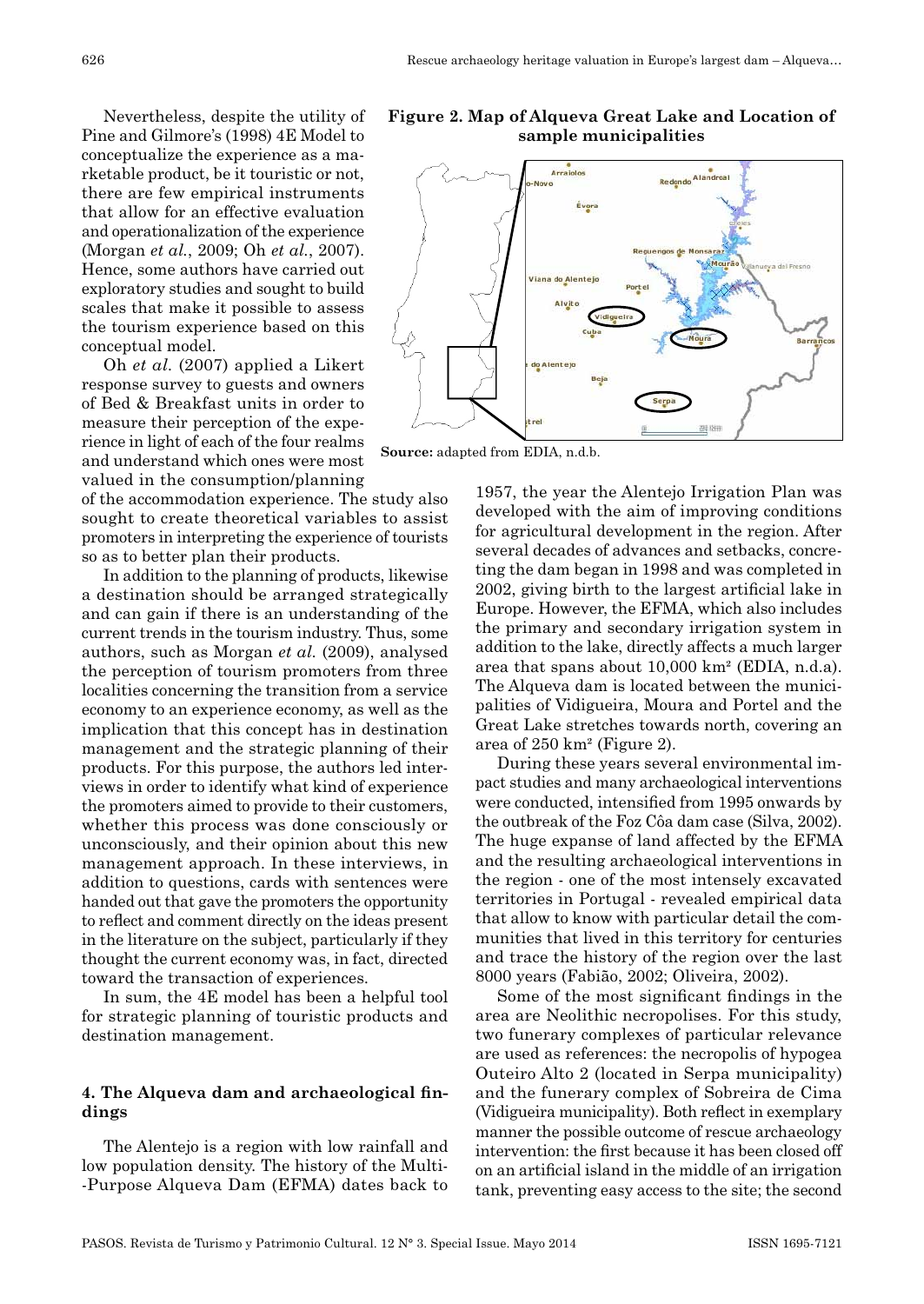Nevertheless, despite the utility of Pine and Gilmore's (1998) 4E Model to conceptualize the experience as a marketable product, be it touristic or not, there are few empirical instruments that allow for an effective evaluation and operationalization of the experience (Morgan *et al.*, 2009; Oh *et al.*, 2007). Hence, some authors have carried out exploratory studies and sought to build scales that make it possible to assess the tourism experience based on this conceptual model.

Oh *et al.* (2007) applied a Likert response survey to guests and owners of Bed & Breakfast units in order to measure their perception of the experience in light of each of the four realms and understand which ones were most valued in the consumption/planning of the accommodation experience. The study also sought to create theoretical variables to assist promoters in interpreting the experience of tourists so as to better plan their products.

In addition to the planning of products, likewise a destination should be arranged strategically and can gain if there is an understanding of the current trends in the tourism industry. Thus, some authors, such as Morgan *et al.* (2009), analysed the perception of tourism promoters from three localities concerning the transition from a service economy to an experience economy, as well as the implication that this concept has in destination management and the strategic planning of their products. For this purpose, the authors led interviews in order to identify what kind of experience the promoters aimed to provide to their customers, whether this process was done consciously or unconsciously, and their opinion about this new management approach. In these interviews, in addition to questions, cards with sentences were handed out that gave the promoters the opportunity to reflect and comment directly on the ideas present in the literature on the subject, particularly if they thought the current economy was, in fact, directed toward the transaction of experiences.

In sum, the 4E model has been a helpful tool for strategic planning of touristic products and destination management.

## 4. The Alqueva dam and archaeological findings

The Alentejo is a region with low rainfall and low population density. The history of the Multi-Purpose Alqueva Dam (EFMA) dates back to 1957, the year the Alentejo Irrigation Plan was developed with the aim of improving conditions for agricultural development in the region. After several decades of advances and setbacks, concreting the dam began in 1998 and was completed in 2002, giving birth to the largest artificial lake in Europe. However, the EFMA, which also includes the primary and secondary irrigation system in addition to the lake, directly affects a much larger area that spans about 10,000 km² (EDIA, n.d.a). The Alqueva dam is located between the municipalities of Vidigueira, Moura and Portel and the Great Lake stretches towards north, covering an area of 250 km² (Figure 2).

**Figure 2. Map of Alqueva Great Lake and Location of sample municipalities**

**Source:** adapted from EDIA, n.d.b.

During these years several environmental impact studies and many archaeological interventions were conducted, intensified from 1995 onwards by the outbreak of the Foz Côa dam case (Silva, 2002). The huge expanse of land affected by the EFMA and the resulting archaeological interventions in the region - one of the most intensely excavated territories in Portugal - revealed empirical data that allow to know with particular detail the communities that lived in this territory for centuries and trace the history of the region over the last 8000 years (Fabião, 2002; Oliveira, 2002).

Some of the most significant findings in the area are Neolithic necropolises. For this study, two funerary complexes of particular relevance are used as references: the necropolis of hypogea Outeiro Alto 2 (located in Serpa municipality) and the funerary complex of Sobreira de Cima (Vidigueira municipality). Both reflect in exemplary manner the possible outcome of rescue archaeology intervention: the first because it has been closed off on an artificial island in the middle of an irrigation tank, preventing easy access to the site; the second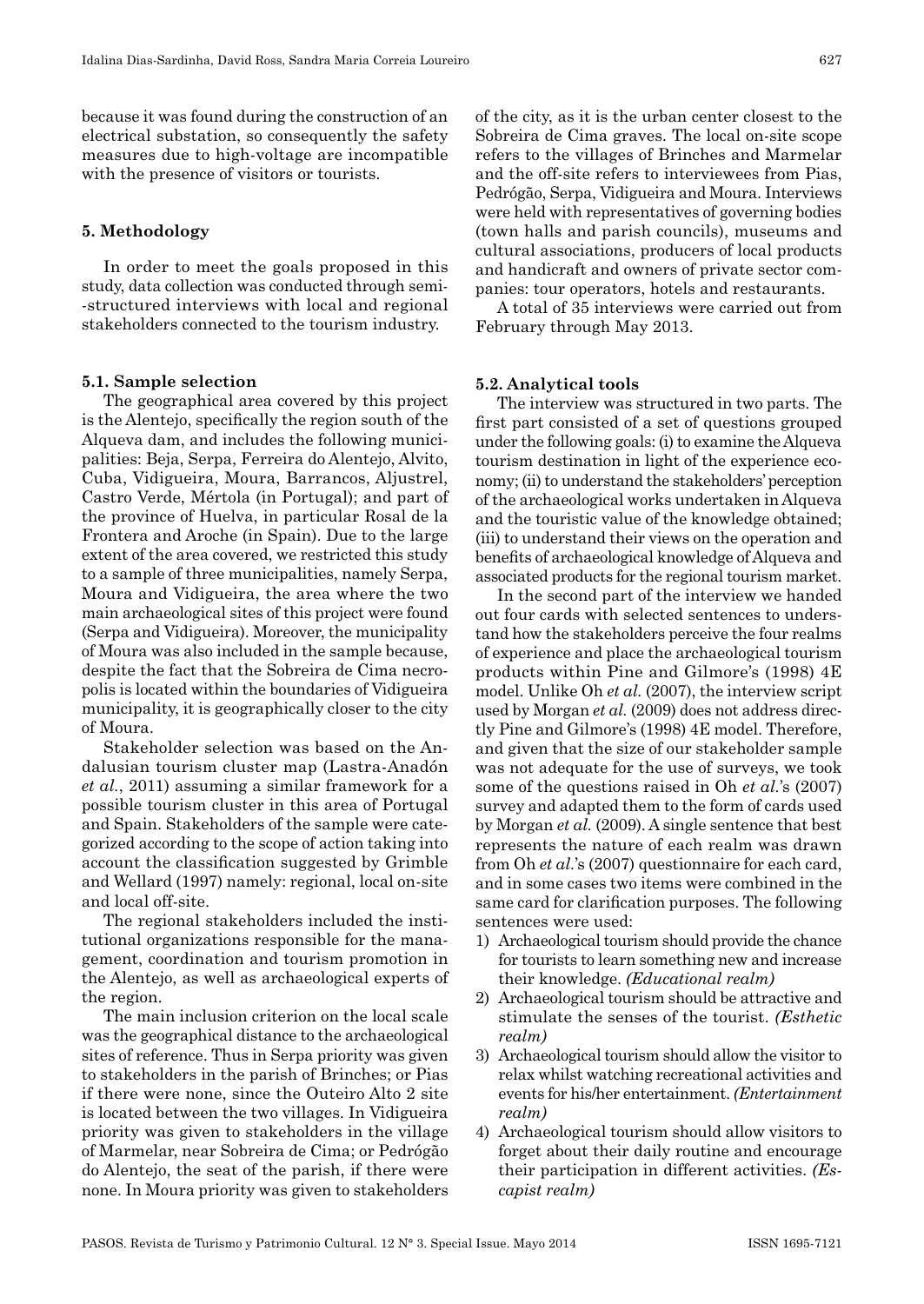because it was found during the construction of an electrical substation, so consequently the safety measures due to high-voltage are incompatible with the presence of visitors or tourists.

## 5. Methodology

In order to meet the goals proposed in this study, data collection was conducted through semi-structured interviews with local and regional stakeholders connected to the tourism industry.

### 5.1. Sample selection

The geographical area covered by this project is the Alentejo, specifically the region south of the Alqueva dam, and includes the following municipalities: Beja, Serpa, Ferreira do Alentejo, Alvito, Cuba, Vidigueira, Moura, Barrancos, Aljustrel, Castro Verde, Mértola (in Portugal); and part of the province of Huelva, in particular Rosal de la Frontera and Aroche (in Spain). Due to the large extent of the area covered, we restricted this study to a sample of three municipalities, namely Serpa, Moura and Vidigueira, the area where the two main archaeological sites of this project were found (Serpa and Vidigueira). Moreover, the municipality of Moura was also included in the sample because, despite the fact that the Sobreira de Cima necropolis is located within the boundaries of Vidigueira municipality, it is geographically closer to the city of Moura.

Stakeholder selection was based on the Andalusian tourism cluster map (Lastra-Anadón *et al.*, 2011) assuming a similar framework for a possible tourism cluster in this area of Portugal and Spain. Stakeholders of the sample were categorized according to the scope of action taking into account the classification suggested by Grimble and Wellard (1997) namely: regional, local on-site and local off-site.

The regional stakeholders included the institutional organizations responsible for the management, coordination and tourism promotion in the Alentejo, as well as archaeological experts of the region.

The main inclusion criterion on the local scale was the geographical distance to the archaeological sites of reference. Thus in Serpa priority was given to stakeholders in the parish of Brinches; or Pias if there were none, since the Outeiro Alto 2 site is located between the two villages. In Vidigueira priority was given to stakeholders in the village of Marmelar, near Sobreira de Cima; or Pedrógão do Alentejo, the seat of the parish, if there were none. In Moura priority was given to stakeholders of the city, as it is the urban center closest to the Sobreira de Cima graves. The local on-site scope refers to the villages of Brinches and Marmelar and the off-site refers to interviewees from Pias, Pedrógão, Serpa, Vidigueira and Moura. Interviews were held with representatives of governing bodies (town halls and parish councils), museums and cultural associations, producers of local products and handicraft and owners of private sector companies: tour operators, hotels and restaurants.

A total of 35 interviews were carried out from February through May 2013.

### 5.2. Analytical tools

The interview was structured in two parts. The first part consisted of a set of questions grouped under the following goals: (i) to examine the Alqueva tourism destination in light of the experience economy; (ii) to understand the stakeholders' perception of the archaeological works undertaken in Alqueva and the touristic value of the knowledge obtained; (iii) to understand their views on the operation and benefits of archaeological knowledge of Alqueva and associated products for the regional tourism market.

In the second part of the interview we handed out four cards with selected sentences to understand how the stakeholders perceive the four realms of experience and place the archaeological tourism products within Pine and Gilmore's (1998) 4E model. Unlike Oh *et al.* (2007), the interview script used by Morgan *et al.* (2009) does not address directly Pine and Gilmore's (1998) 4E model. Therefore, and given that the size of our stakeholder sample was not adequate for the use of surveys, we took some of the questions raised in Oh *et al.*'s (2007) survey and adapted them to the form of cards used by Morgan *et al.* (2009). A single sentence that best represents the nature of each realm was drawn from Oh *et al.*'s (2007) questionnaire for each card, and in some cases two items were combined in the same card for clarification purposes. The following sentences were used:

1) Archaeological tourism should provide the chance for tourists to learn something new and increase their knowledge. *(Educational realm)*
2) Archaeological tourism should be attractive and stimulate the senses of the tourist. *(Esthetic realm)*
3) Archaeological tourism should allow the visitor to relax whilst watching recreational activities and events for his/her entertainment. *(Entertainment realm)*
4) Archaeological tourism should allow visitors to forget about their daily routine and encourage their participation in different activities. *(Escapist realm)*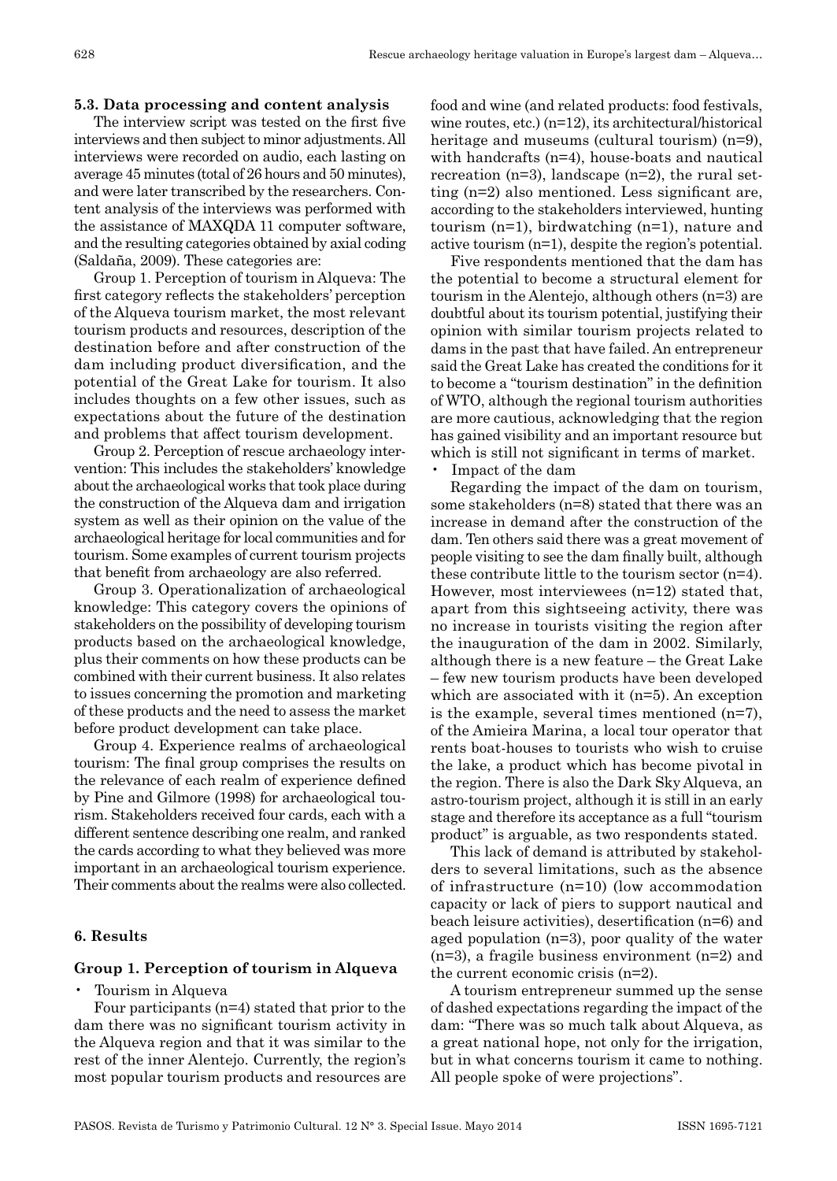### 5.3. Data processing and content analysis

The interview script was tested on the first five interviews and then subject to minor adjustments. All interviews were recorded on audio, each lasting on average 45 minutes (total of 26 hours and 50 minutes), and were later transcribed by the researchers. Content analysis of the interviews was performed with the assistance of MAXQDA 11 computer software, and the resulting categories obtained by axial coding (Saldaña, 2009). These categories are:

Group 1. Perception of tourism in Alqueva: The first category reflects the stakeholders' perception of the Alqueva tourism market, the most relevant tourism products and resources, description of the destination before and after construction of the dam including product diversification, and the potential of the Great Lake for tourism. It also includes thoughts on a few other issues, such as expectations about the future of the destination and problems that affect tourism development.

Group 2. Perception of rescue archaeology intervention: This includes the stakeholders' knowledge about the archaeological works that took place during the construction of the Alqueva dam and irrigation system as well as their opinion on the value of the archaeological heritage for local communities and for tourism. Some examples of current tourism projects that benefit from archaeology are also referred.

Group 3. Operationalization of archaeological knowledge: This category covers the opinions of stakeholders on the possibility of developing tourism products based on the archaeological knowledge, plus their comments on how these products can be combined with their current business. It also relates to issues concerning the promotion and marketing of these products and the need to assess the market before product development can take place.

Group 4. Experience realms of archaeological tourism: The final group comprises the results on the relevance of each realm of experience defined by Pine and Gilmore (1998) for archaeological tourism. Stakeholders received four cards, each with a different sentence describing one realm, and ranked the cards according to what they believed was more important in an archaeological tourism experience. Their comments about the realms were also collected.

## 6. Results

### Group 1. Perception of tourism in Alqueva

- Tourism in Alqueva

Four participants (n=4) stated that prior to the dam there was no significant tourism activity in the Alqueva region and that it was similar to the rest of the inner Alentejo. Currently, the region's most popular tourism products and resources are food and wine (and related products: food festivals, wine routes, etc.) (n=12), its architectural/historical heritage and museums (cultural tourism) (n=9), with handcrafts (n=4), house-boats and nautical recreation (n=3), landscape (n=2), the rural setting (n=2) also mentioned. Less significant are, according to the stakeholders interviewed, hunting tourism (n=1), birdwatching (n=1), nature and active tourism (n=1), despite the region's potential.

Five respondents mentioned that the dam has the potential to become a structural element for tourism in the Alentejo, although others (n=3) are doubtful about its tourism potential, justifying their opinion with similar tourism projects related to dams in the past that have failed. An entrepreneur said the Great Lake has created the conditions for it to become a "tourism destination" in the definition of WTO, although the regional tourism authorities are more cautious, acknowledging that the region has gained visibility and an important resource but which is still not significant in terms of market.

- Impact of the dam

Regarding the impact of the dam on tourism, some stakeholders (n=8) stated that there was an increase in demand after the construction of the dam. Ten others said there was a great movement of people visiting to see the dam finally built, although these contribute little to the tourism sector (n=4). However, most interviewees (n=12) stated that, apart from this sightseeing activity, there was no increase in tourists visiting the region after the inauguration of the dam in 2002. Similarly, although there is a new feature – the Great Lake – few new tourism products have been developed which are associated with it (n=5). An exception is the example, several times mentioned (n=7), of the Amieira Marina, a local tour operator that rents boat-houses to tourists who wish to cruise the lake, a product which has become pivotal in the region. There is also the Dark Sky Alqueva, an astro-tourism project, although it is still in an early stage and therefore its acceptance as a full "tourism product" is arguable, as two respondents stated.

This lack of demand is attributed by stakeholders to several limitations, such as the absence of infrastructure (n=10) (low accommodation capacity or lack of piers to support nautical and beach leisure activities), desertification (n=6) and aged population (n=3), poor quality of the water (n=3), a fragile business environment (n=2) and the current economic crisis (n=2).

A tourism entrepreneur summed up the sense of dashed expectations regarding the impact of the dam: "There was so much talk about Alqueva, as a great national hope, not only for the irrigation, but in what concerns tourism it came to nothing. All people spoke of were projections".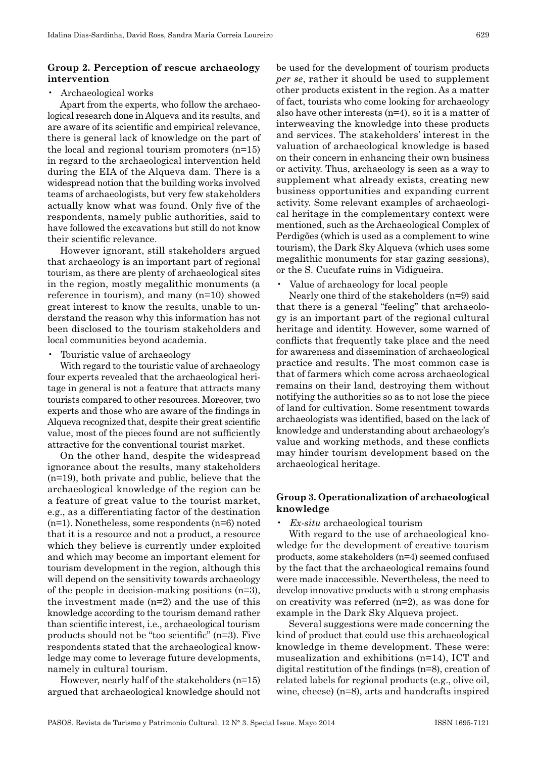### Group 2. Perception of rescue archaeology intervention

- Archaeological works

Apart from the experts, who follow the archaeological research done in Alqueva and its results, and are aware of its scientific and empirical relevance, there is general lack of knowledge on the part of the local and regional tourism promoters (n=15) in regard to the archaeological intervention held during the EIA of the Alqueva dam. There is a widespread notion that the building works involved teams of archaeologists, but very few stakeholders actually know what was found. Only five of the respondents, namely public authorities, said to have followed the excavations but still do not know their scientific relevance.

However ignorant, still stakeholders argued that archaeology is an important part of regional tourism, as there are plenty of archaeological sites in the region, mostly megalithic monuments (a reference in tourism), and many (n=10) showed great interest to know the results, unable to understand the reason why this information has not been disclosed to the tourism stakeholders and local communities beyond academia.

- Touristic value of archaeology

With regard to the touristic value of archaeology four experts revealed that the archaeological heritage in general is not a feature that attracts many tourists compared to other resources. Moreover, two experts and those who are aware of the findings in Alqueva recognized that, despite their great scientific value, most of the pieces found are not sufficiently attractive for the conventional tourist market.

On the other hand, despite the widespread ignorance about the results, many stakeholders (n=19), both private and public, believe that the archaeological knowledge of the region can be a feature of great value to the tourist market, e.g., as a differentiating factor of the destination (n=1). Nonetheless, some respondents (n=6) noted that it is a resource and not a product, a resource which they believe is currently under exploited and which may become an important element for tourism development in the region, although this will depend on the sensitivity towards archaeology of the people in decision-making positions (n=3), the investment made (n=2) and the use of this knowledge according to the tourism demand rather than scientific interest, i.e., archaeological tourism products should not be "too scientific" (n=3). Five respondents stated that the archaeological knowledge may come to leverage future developments, namely in cultural tourism.

However, nearly half of the stakeholders (n=15) argued that archaeological knowledge should not be used for the development of tourism products *per se*, rather it should be used to supplement other products existent in the region. As a matter of fact, tourists who come looking for archaeology also have other interests (n=4), so it is a matter of interweaving the knowledge into these products and services. The stakeholders' interest in the valuation of archaeological knowledge is based on their concern in enhancing their own business or activity. Thus, archaeology is seen as a way to supplement what already exists, creating new business opportunities and expanding current activity. Some relevant examples of archaeological heritage in the complementary context were mentioned, such as the Archaeological Complex of Perdigões (which is used as a complement to wine tourism), the Dark Sky Alqueva (which uses some megalithic monuments for star gazing sessions), or the S. Cucufate ruins in Vidigueira.

- Value of archaeology for local people

Nearly one third of the stakeholders (n=9) said that there is a general "feeling" that archaeology is an important part of the regional cultural heritage and identity. However, some warned of conflicts that frequently take place and the need for awareness and dissemination of archaeological practice and results. The most common case is that of farmers which come across archaeological remains on their land, destroying them without notifying the authorities so as to not lose the piece of land for cultivation. Some resentment towards archaeologists was identified, based on the lack of knowledge and understanding about archaeology's value and working methods, and these conflicts may hinder tourism development based on the archaeological heritage.

### Group 3. Operationalization of archaeological knowledge

- *Ex-situ* archaeological tourism

With regard to the use of archaeological knowledge for the development of creative tourism products, some stakeholders (n=4) seemed confused by the fact that the archaeological remains found were made inaccessible. Nevertheless, the need to develop innovative products with a strong emphasis on creativity was referred (n=2), as was done for example in the Dark Sky Alqueva project.

Several suggestions were made concerning the kind of product that could use this archaeological knowledge in theme development. These were: musealization and exhibitions (n=14), ICT and digital restitution of the findings (n=8), creation of related labels for regional products (e.g., olive oil, wine, cheese) (n=8), arts and handcrafts inspired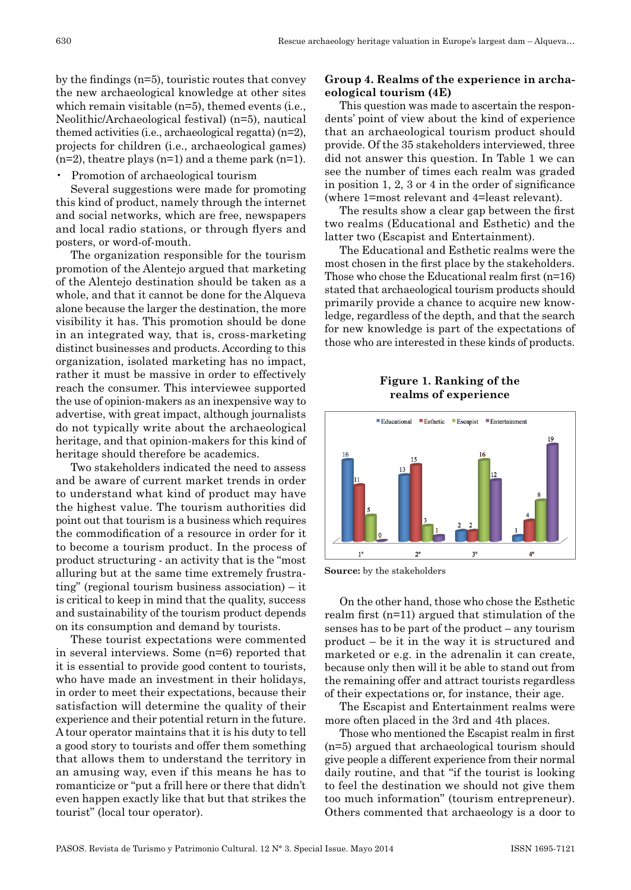by the findings (n=5), touristic routes that convey the new archaeological knowledge at other sites which remain visitable (n=5), themed events (i.e., Neolithic/Archaeological festival) (n=5), nautical themed activities (i.e., archaeological regatta) (n=2), projects for children (i.e., archaeological games) (n=2), theatre plays (n=1) and a theme park (n=1).

- Promotion of archaeological tourism

Several suggestions were made for promoting this kind of product, namely through the internet and social networks, which are free, newspapers and local radio stations, or through flyers and posters, or word-of-mouth.

The organization responsible for the tourism promotion of the Alentejo argued that marketing of the Alentejo destination should be taken as a whole, and that it cannot be done for the Alqueva alone because the larger the destination, the more visibility it has. This promotion should be done in an integrated way, that is, cross-marketing distinct businesses and products. According to this organization, isolated marketing has no impact, rather it must be massive in order to effectively reach the consumer. This interviewee supported the use of opinion-makers as an inexpensive way to advertise, with great impact, although journalists do not typically write about the archaeological heritage, and that opinion-makers for this kind of heritage should therefore be academics.

Two stakeholders indicated the need to assess and be aware of current market trends in order to understand what kind of product may have the highest value. The tourism authorities did point out that tourism is a business which requires the commodification of a resource in order for it to become a tourism product. In the process of product structuring - an activity that is the "most alluring but at the same time extremely frustrating" (regional tourism business association) – it is critical to keep in mind that the quality, success and sustainability of the tourism product depends on its consumption and demand by tourists.

These tourist expectations were commented in several interviews. Some (n=6) reported that it is essential to provide good content to tourists, who have made an investment in their holidays, in order to meet their expectations, because their satisfaction will determine the quality of their experience and their potential return in the future. A tour operator maintains that it is his duty to tell a good story to tourists and offer them something that allows them to understand the territory in an amusing way, even if this means he has to romanticize or "put a frill here or there that didn't even happen exactly like that but that strikes the tourist" (local tour operator).

**Group 4. Realms of the experience in archaeological tourism (4E)**

This question was made to ascertain the respondents' point of view about the kind of experience that an archaeological tourism product should provide. Of the 35 stakeholders interviewed, three did not answer this question. In Table 1 we can see the number of times each realm was graded in position 1, 2, 3 or 4 in the order of significance (where 1=most relevant and 4=least relevant).

The results show a clear gap between the first two realms (Educational and Esthetic) and the latter two (Escapist and Entertainment).

The Educational and Esthetic realms were the most chosen in the first place by the stakeholders. Those who chose the Educational realm first (n=16) stated that archaeological tourism products should primarily provide a chance to acquire new knowledge, regardless of the depth, and that the search for new knowledge is part of the expectations of those who are interested in these kinds of products.

**Figure 1. Ranking of the realms of experience**

| | Educational | Esthetic | Escapist | Entertainment |
|---|---|---|---|---|
| 1º | 16 | 11 | 5 | 0 |
| 2º | 13 | 15 | 3 | 1 |
| 3º | 2 | 2 | 16 | 12 |
| 4º | 1 | 4 | 8 | 19 |

**Source:** by the stakeholders

On the other hand, those who chose the Esthetic realm first (n=11) argued that stimulation of the senses has to be part of the product – any tourism product – be it in the way it is structured and marketed or e.g. in the adrenalin it can create, because only then will it be able to stand out from the remaining offer and attract tourists regardless of their expectations or, for instance, their age.

The Escapist and Entertainment realms were more often placed in the 3rd and 4th places.

Those who mentioned the Escapist realm in first (n=5) argued that archaeological tourism should give people a different experience from their normal daily routine, and that "if the tourist is looking to feel the destination we should not give them too much information" (tourism entrepreneur). Others commented that archaeology is a door to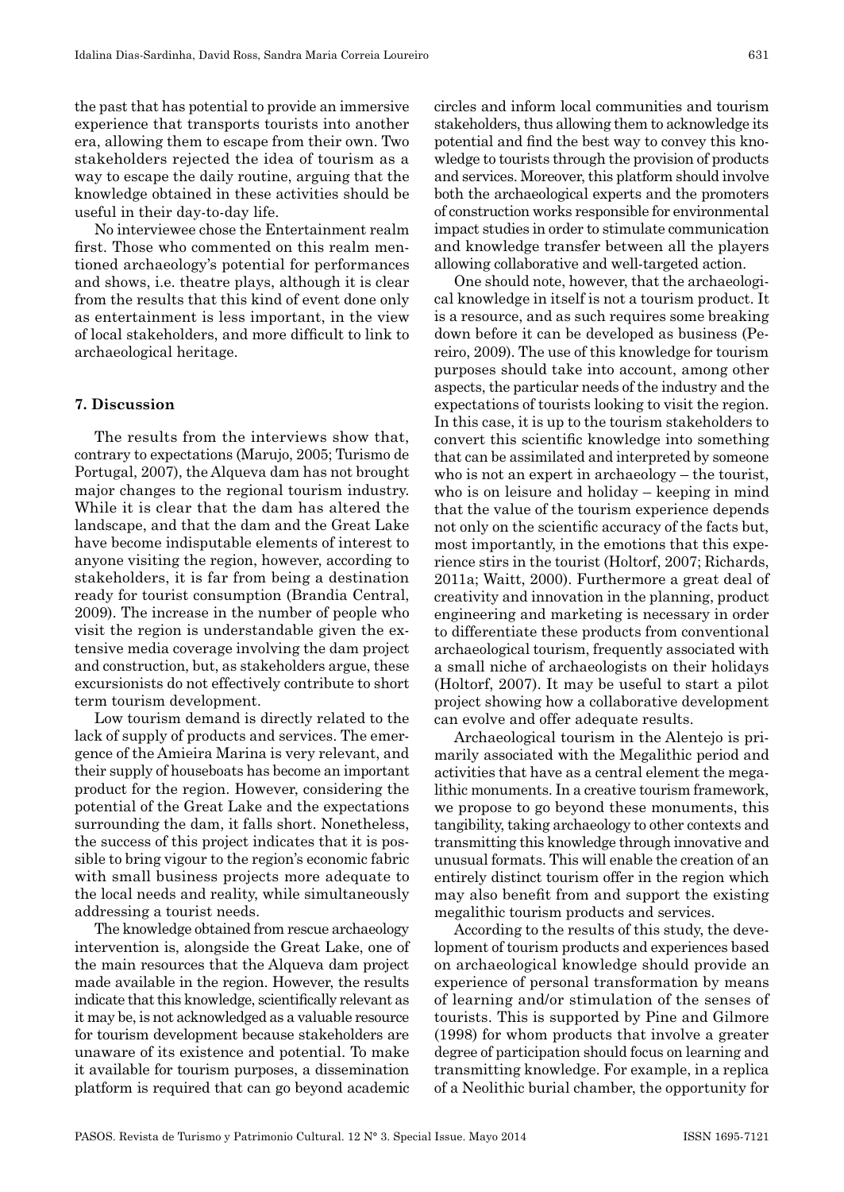the past that has potential to provide an immersive experience that transports tourists into another era, allowing them to escape from their own. Two stakeholders rejected the idea of tourism as a way to escape the daily routine, arguing that the knowledge obtained in these activities should be useful in their day-to-day life.

No interviewee chose the Entertainment realm first. Those who commented on this realm mentioned archaeology's potential for performances and shows, i.e. theatre plays, although it is clear from the results that this kind of event done only as entertainment is less important, in the view of local stakeholders, and more difficult to link to archaeological heritage.

## 7. Discussion

The results from the interviews show that, contrary to expectations (Marujo, 2005; Turismo de Portugal, 2007), the Alqueva dam has not brought major changes to the regional tourism industry. While it is clear that the dam has altered the landscape, and that the dam and the Great Lake have become indisputable elements of interest to anyone visiting the region, however, according to stakeholders, it is far from being a destination ready for tourist consumption (Brandia Central, 2009). The increase in the number of people who visit the region is understandable given the extensive media coverage involving the dam project and construction, but, as stakeholders argue, these excursionists do not effectively contribute to short term tourism development.

Low tourism demand is directly related to the lack of supply of products and services. The emergence of the Amieira Marina is very relevant, and their supply of houseboats has become an important product for the region. However, considering the potential of the Great Lake and the expectations surrounding the dam, it falls short. Nonetheless, the success of this project indicates that it is possible to bring vigour to the region's economic fabric with small business projects more adequate to the local needs and reality, while simultaneously addressing a tourist needs.

The knowledge obtained from rescue archaeology intervention is, alongside the Great Lake, one of the main resources that the Alqueva dam project made available in the region. However, the results indicate that this knowledge, scientifically relevant as it may be, is not acknowledged as a valuable resource for tourism development because stakeholders are unaware of its existence and potential. To make it available for tourism purposes, a dissemination platform is required that can go beyond academic circles and inform local communities and tourism stakeholders, thus allowing them to acknowledge its potential and find the best way to convey this knowledge to tourists through the provision of products and services. Moreover, this platform should involve both the archaeological experts and the promoters of construction works responsible for environmental impact studies in order to stimulate communication and knowledge transfer between all the players allowing collaborative and well-targeted action.

One should note, however, that the archaeological knowledge in itself is not a tourism product. It is a resource, and as such requires some breaking down before it can be developed as business (Pereiro, 2009). The use of this knowledge for tourism purposes should take into account, among other aspects, the particular needs of the industry and the expectations of tourists looking to visit the region. In this case, it is up to the tourism stakeholders to convert this scientific knowledge into something that can be assimilated and interpreted by someone who is not an expert in archaeology – the tourist, who is on leisure and holiday – keeping in mind that the value of the tourism experience depends not only on the scientific accuracy of the facts but, most importantly, in the emotions that this experience stirs in the tourist (Holtorf, 2007; Richards, 2011a; Waitt, 2000). Furthermore a great deal of creativity and innovation in the planning, product engineering and marketing is necessary in order to differentiate these products from conventional archaeological tourism, frequently associated with a small niche of archaeologists on their holidays (Holtorf, 2007). It may be useful to start a pilot project showing how a collaborative development can evolve and offer adequate results.

Archaeological tourism in the Alentejo is primarily associated with the Megalithic period and activities that have as a central element the megalithic monuments. In a creative tourism framework, we propose to go beyond these monuments, this tangibility, taking archaeology to other contexts and transmitting this knowledge through innovative and unusual formats. This will enable the creation of an entirely distinct tourism offer in the region which may also benefit from and support the existing megalithic tourism products and services.

According to the results of this study, the development of tourism products and experiences based on archaeological knowledge should provide an experience of personal transformation by means of learning and/or stimulation of the senses of tourists. This is supported by Pine and Gilmore (1998) for whom products that involve a greater degree of participation should focus on learning and transmitting knowledge. For example, in a replica of a Neolithic burial chamber, the opportunity for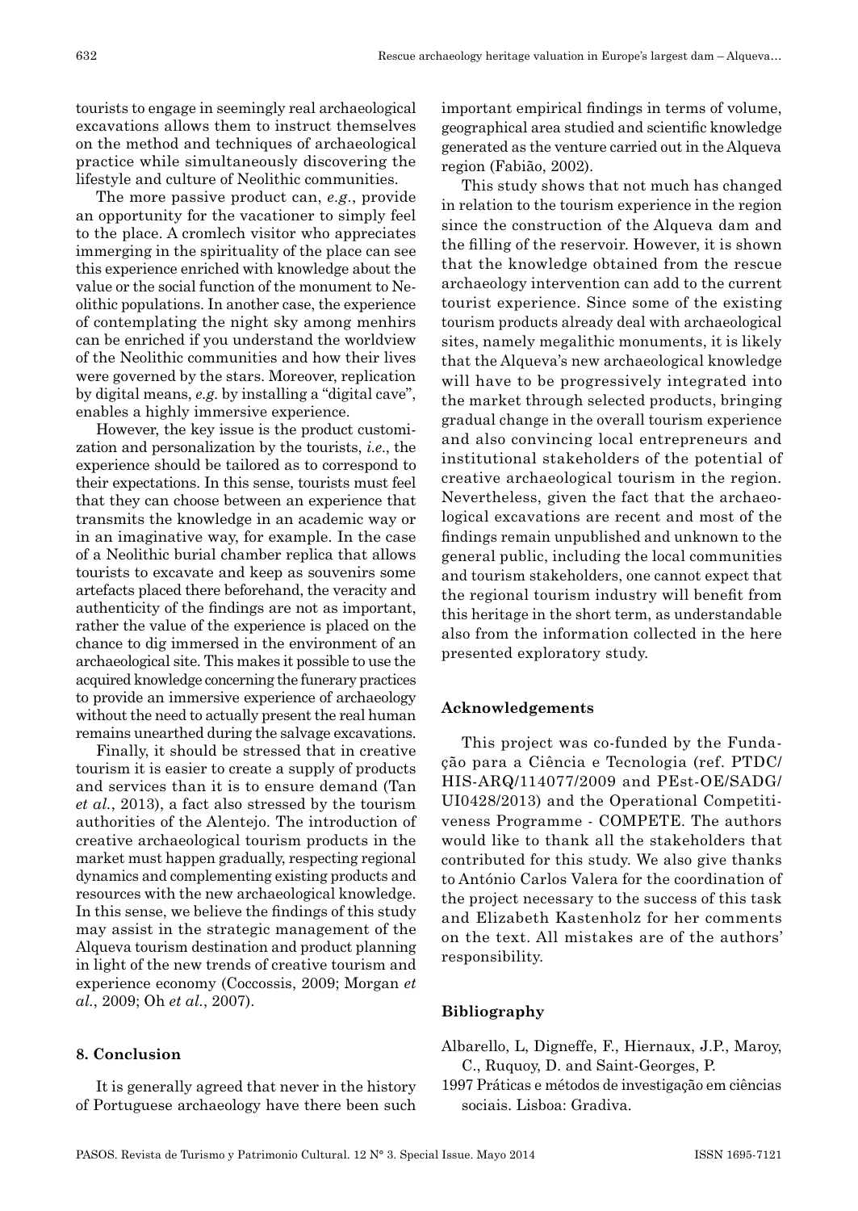tourists to engage in seemingly real archaeological excavations allows them to instruct themselves on the method and techniques of archaeological practice while simultaneously discovering the lifestyle and culture of Neolithic communities.

The more passive product can, *e.g*., provide an opportunity for the vacationer to simply feel to the place. A cromlech visitor who appreciates immerging in the spirituality of the place can see this experience enriched with knowledge about the value or the social function of the monument to Neolithic populations. In another case, the experience of contemplating the night sky among menhirs can be enriched if you understand the worldview of the Neolithic communities and how their lives were governed by the stars. Moreover, replication by digital means, *e.g.* by installing a "digital cave", enables a highly immersive experience.

However, the key issue is the product customization and personalization by the tourists, *i.e*., the experience should be tailored as to correspond to their expectations. In this sense, tourists must feel that they can choose between an experience that transmits the knowledge in an academic way or in an imaginative way, for example. In the case of a Neolithic burial chamber replica that allows tourists to excavate and keep as souvenirs some artefacts placed there beforehand, the veracity and authenticity of the findings are not as important, rather the value of the experience is placed on the chance to dig immersed in the environment of an archaeological site. This makes it possible to use the acquired knowledge concerning the funerary practices to provide an immersive experience of archaeology without the need to actually present the real human remains unearthed during the salvage excavations.

Finally, it should be stressed that in creative tourism it is easier to create a supply of products and services than it is to ensure demand (Tan *et al.*, 2013), a fact also stressed by the tourism authorities of the Alentejo. The introduction of creative archaeological tourism products in the market must happen gradually, respecting regional dynamics and complementing existing products and resources with the new archaeological knowledge. In this sense, we believe the findings of this study may assist in the strategic management of the Alqueva tourism destination and product planning in light of the new trends of creative tourism and experience economy (Coccossis, 2009; Morgan *et al.*, 2009; Oh *et al.*, 2007).

## 8. Conclusion

It is generally agreed that never in the history of Portuguese archaeology have there been such important empirical findings in terms of volume, geographical area studied and scientific knowledge generated as the venture carried out in the Alqueva region (Fabião, 2002).

This study shows that not much has changed in relation to the tourism experience in the region since the construction of the Alqueva dam and the filling of the reservoir. However, it is shown that the knowledge obtained from the rescue archaeology intervention can add to the current tourist experience. Since some of the existing tourism products already deal with archaeological sites, namely megalithic monuments, it is likely that the Alqueva's new archaeological knowledge will have to be progressively integrated into the market through selected products, bringing gradual change in the overall tourism experience and also convincing local entrepreneurs and institutional stakeholders of the potential of creative archaeological tourism in the region. Nevertheless, given the fact that the archaeological excavations are recent and most of the findings remain unpublished and unknown to the general public, including the local communities and tourism stakeholders, one cannot expect that the regional tourism industry will benefit from this heritage in the short term, as understandable also from the information collected in the here presented exploratory study.

## Acknowledgements

This project was co-funded by the Fundação para a Ciência e Tecnologia (ref. PTDC/HIS-ARQ/114077/2009 and PEst-OE/SADG/UI0428/2013) and the Operational Competitiveness Programme - COMPETE. The authors would like to thank all the stakeholders that contributed for this study. We also give thanks to António Carlos Valera for the coordination of the project necessary to the success of this task and Elizabeth Kastenholz for her comments on the text. All mistakes are of the authors' responsibility.

## Bibliography

Albarello, L, Digneffe, F., Hiernaux, J.P., Maroy, C., Ruquoy, D. and Saint-Georges, P.
1997 Práticas e métodos de investigação em ciências sociais. Lisboa: Gradiva.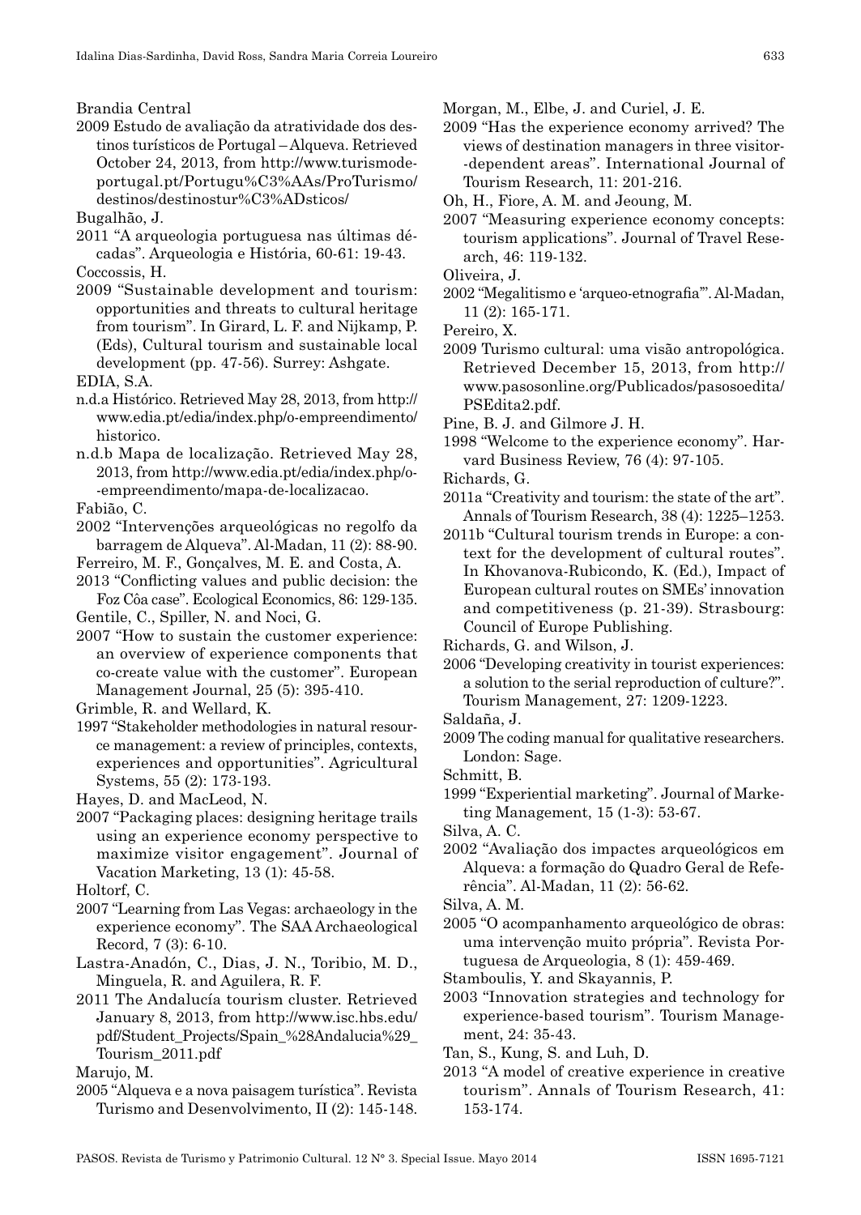Brandia Central

2009 Estudo de avaliação da atratividade dos destinos turísticos de Portugal – Alqueva. Retrieved October 24, 2013, from http://www.turismodeportugal.pt/Portugu%C3%AAs/ProTurismo/destinos/destinostur%C3%ADsticos/

Bugalhão, J.

2011 "A arqueologia portuguesa nas últimas décadas". Arqueologia e História, 60-61: 19-43.

Coccossis, H.

2009 "Sustainable development and tourism: opportunities and threats to cultural heritage from tourism". In Girard, L. F. and Nijkamp, P. (Eds), Cultural tourism and sustainable local development (pp. 47-56). Surrey: Ashgate.

EDIA, S.A.

n.d.a Histórico. Retrieved May 28, 2013, from http://www.edia.pt/edia/index.php/o-empreendimento/historico.

n.d.b Mapa de localização. Retrieved May 28, 2013, from http://www.edia.pt/edia/index.php/o-empreendimento/mapa-de-localizacao.

Fabião, C.

2002 "Intervenções arqueológicas no regolfo da barragem de Alqueva". Al-Madan, 11 (2): 88-90.

Ferreiro, M. F., Gonçalves, M. E. and Costa, A.

2013 "Conflicting values and public decision: the Foz Côa case". Ecological Economics, 86: 129-135.

Gentile, C., Spiller, N. and Noci, G.

2007 "How to sustain the customer experience: an overview of experience components that co-create value with the customer". European Management Journal, 25 (5): 395-410.

Grimble, R. and Wellard, K.

1997 "Stakeholder methodologies in natural resource management: a review of principles, contexts, experiences and opportunities". Agricultural Systems, 55 (2): 173-193.

Hayes, D. and MacLeod, N.

2007 "Packaging places: designing heritage trails using an experience economy perspective to maximize visitor engagement". Journal of Vacation Marketing, 13 (1): 45-58.

Holtorf, C.

2007 "Learning from Las Vegas: archaeology in the experience economy". The SAA Archaeological Record, 7 (3): 6-10.

Lastra-Anadón, C., Dias, J. N., Toribio, M. D., Minguela, R. and Aguilera, R. F.

2011 The Andalucía tourism cluster. Retrieved January 8, 2013, from http://www.isc.hbs.edu/pdf/Student_Projects/Spain_%28Andalucia%29_Tourism_2011.pdf

Marujo, M.

2005 "Alqueva e a nova paisagem turística". Revista Turismo and Desenvolvimento, II (2): 145-148.

Morgan, M., Elbe, J. and Curiel, J. E.

2009 "Has the experience economy arrived? The views of destination managers in three visitor-dependent areas". International Journal of Tourism Research, 11: 201-216.

Oh, H., Fiore, A. M. and Jeoung, M.

2007 "Measuring experience economy concepts: tourism applications". Journal of Travel Research, 46: 119-132.

Oliveira, J.

2002 "Megalitismo e 'arqueo-etnografia'". Al-Madan, 11 (2): 165-171.

Pereiro, X.

2009 Turismo cultural: uma visão antropológica. Retrieved December 15, 2013, from http://www.pasosonline.org/Publicados/pasosoedita/PSEdita2.pdf.

Pine, B. J. and Gilmore J. H.

1998 "Welcome to the experience economy". Harvard Business Review, 76 (4): 97-105.

Richards, G.

2011a "Creativity and tourism: the state of the art". Annals of Tourism Research, 38 (4): 1225–1253.

2011b "Cultural tourism trends in Europe: a context for the development of cultural routes". In Khovanova-Rubicondo, K. (Ed.), Impact of European cultural routes on SMEs' innovation and competitiveness (p. 21-39). Strasbourg: Council of Europe Publishing.

Richards, G. and Wilson, J.

2006 "Developing creativity in tourist experiences: a solution to the serial reproduction of culture?". Tourism Management, 27: 1209-1223.

Saldaña, J.

2009 The coding manual for qualitative researchers. London: Sage.

Schmitt, B.

1999 "Experiential marketing". Journal of Marketing Management, 15 (1-3): 53-67.

Silva, A. C.

2002 "Avaliação dos impactes arqueológicos em Alqueva: a formação do Quadro Geral de Referência". Al-Madan, 11 (2): 56-62.

Silva, A. M.

2005 "O acompanhamento arqueológico de obras: uma intervenção muito própria". Revista Portuguesa de Arqueologia, 8 (1): 459-469.

Stamboulis, Y. and Skayannis, P.

2003 "Innovation strategies and technology for experience-based tourism". Tourism Management, 24: 35-43.

Tan, S., Kung, S. and Luh, D.

2013 "A model of creative experience in creative tourism". Annals of Tourism Research, 41: 153-174.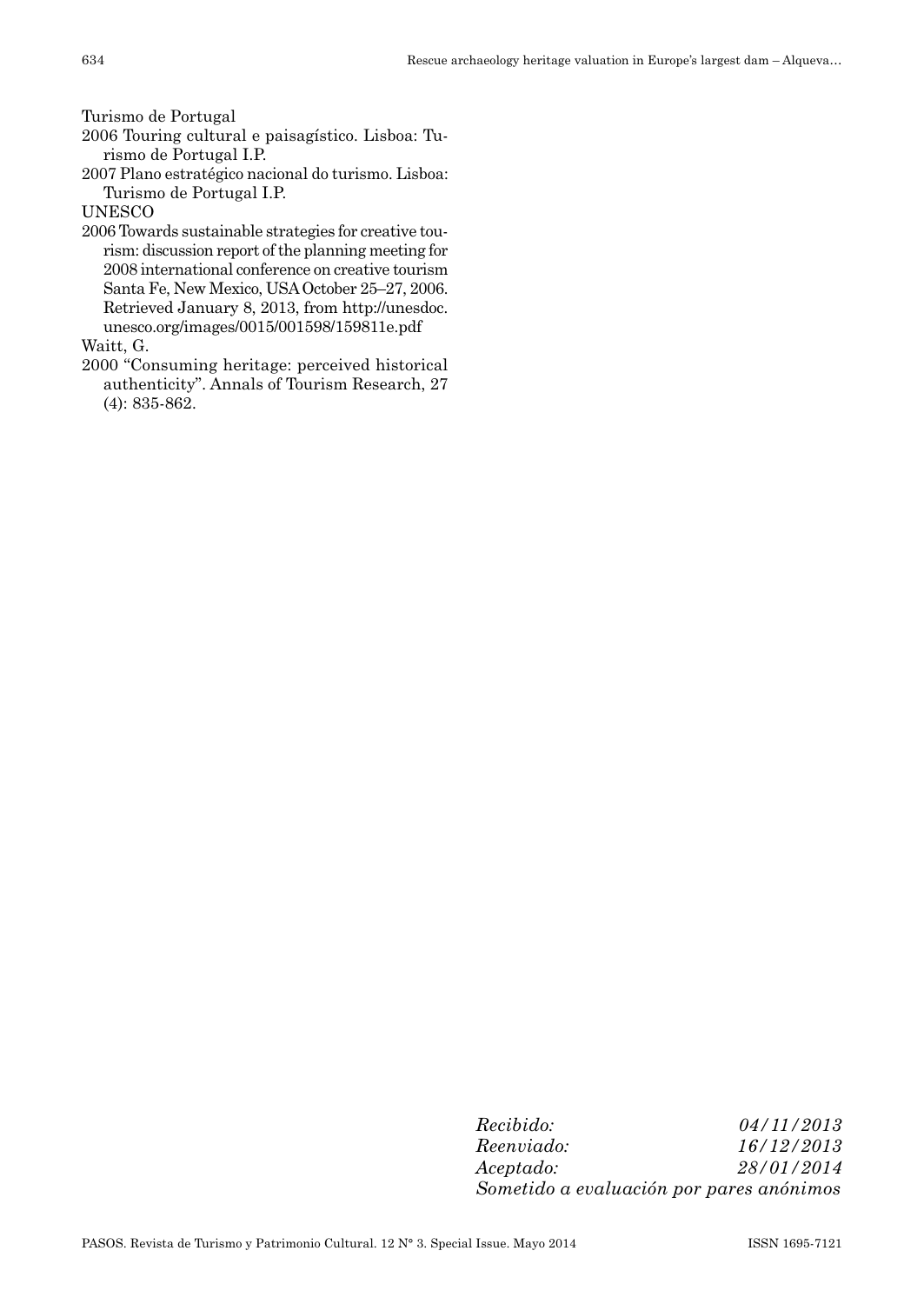Turismo de Portugal

2006 Touring cultural e paisagístico. Lisboa: Turismo de Portugal I.P.

2007 Plano estratégico nacional do turismo. Lisboa: Turismo de Portugal I.P.

UNESCO

2006 Towards sustainable strategies for creative tourism: discussion report of the planning meeting for 2008 international conference on creative tourism Santa Fe, New Mexico, USA October 25–27, 2006. Retrieved January 8, 2013, from http://unesdoc.unesco.org/images/0015/001598/159811e.pdf

Waitt, G.

2000 "Consuming heritage: perceived historical authenticity". Annals of Tourism Research, 27 (4): 835-862.

*Recibido: 04/11/2013*
*Reenviado: 16/12/2013*
*Aceptado: 28/01/2014*
*Sometido a evaluación por pares anónimos*